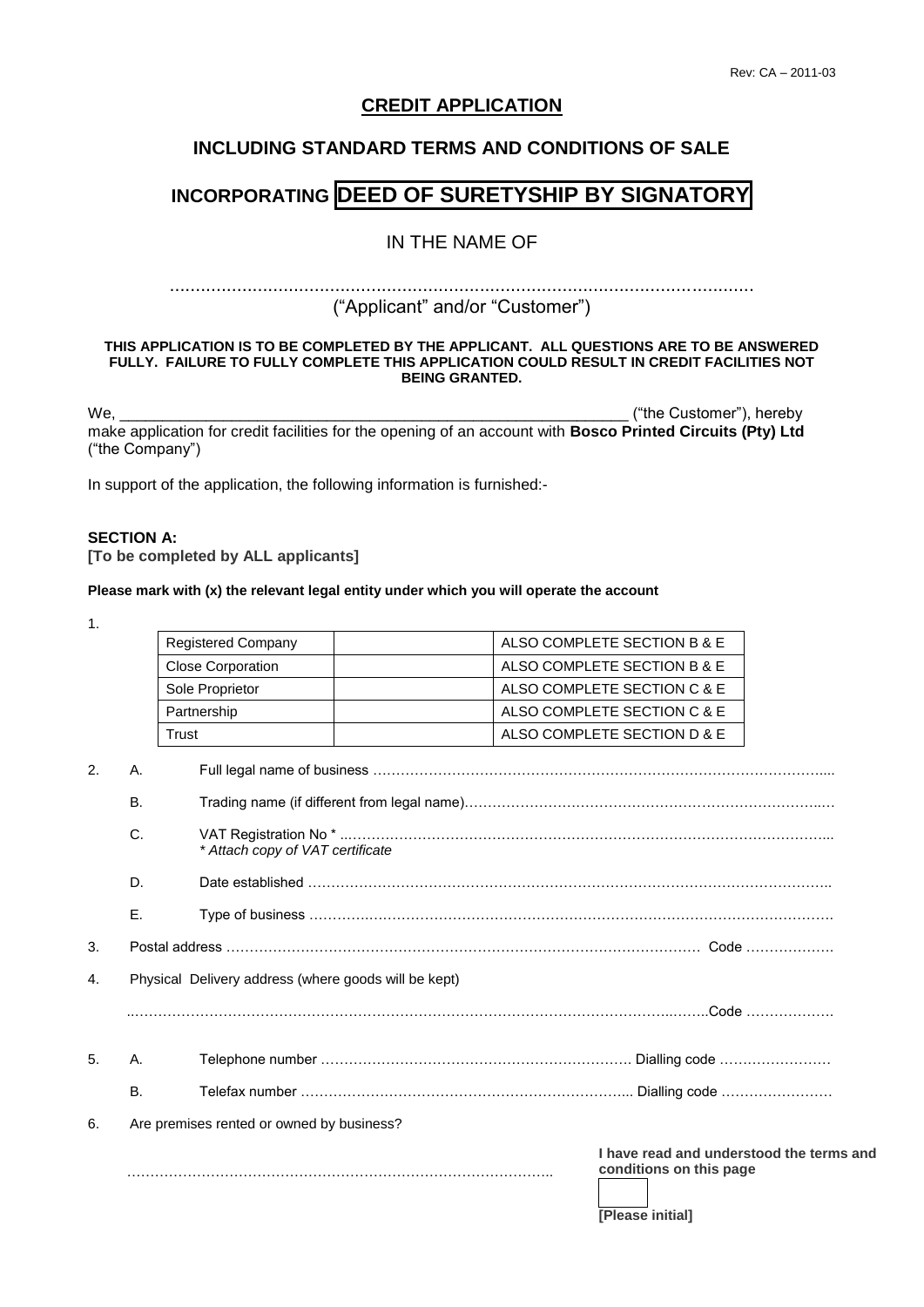Rev: CA – 2011-03

# CREDIT APPLICATION

## INCLUDING STANDARD TERMS AND CONDITIONS OF SALE

## INCORPORATING DEED OF SURETYSHIP BY SIGNATORY

IN THE NAME OF

……………………………………………………………………………………………………

("Applicant" and/or "Customer")

**THIS APPLICATION IS TO BE COMPLETED BY THE APPLICANT. ALL QUESTIONS ARE TO BE ANSWERED FULLY. FAILURE TO FULLY COMPLETE THIS APPLICATION COULD RESULT IN CREDIT FACILITIES NOT BEING GRANTED.**

We, ____________________________________________________________ ("the Customer"), hereby make application for credit facilities for the opening of an account with **Bosco Printed Circuits (Pty) Ltd** ("the Company")

In support of the application, the following information is furnished:-

**SECTION A:**
**[To be completed by ALL applicants]**

**Please mark with (x) the relevant legal entity under which you will operate the account**

1.

| Legal entity | (x) | Sections |
|---|---|---|
| Registered Company | | ALSO COMPLETE SECTION B & E |
| Close Corporation | | ALSO COMPLETE SECTION B & E |
| Sole Proprietor | | ALSO COMPLETE SECTION C & E |
| Partnership | | ALSO COMPLETE SECTION C & E |
| Trust | | ALSO COMPLETE SECTION D & E |

2. A. Full legal name of business ……………………………………………………………………………………

   B. Trading name (if different from legal name)……………………………………………………………………

   C. VAT Registration No * ………………………………………………………………………………………………
   *\* Attach copy of VAT certificate*

   D. Date established ……………………………………………………………………………………………………

   E. Type of business ……………………………………………………………………………………………………

3. Postal address ………………………………………………………………………………………… Code ……………….

4. Physical Delivery address (where goods will be kept)

   ……………………………………………………………………………………………………………….Code ……………….

5. A. Telephone number ……………………………………………………………. Dialling code ……………………

   B. Telefax number ………………………………………………………………... Dialling code ……………………

6. Are premises rented or owned by business?

   ……………………………………………………………………………………..

**I have read and understood the terms and conditions on this page**

**[Please initial]**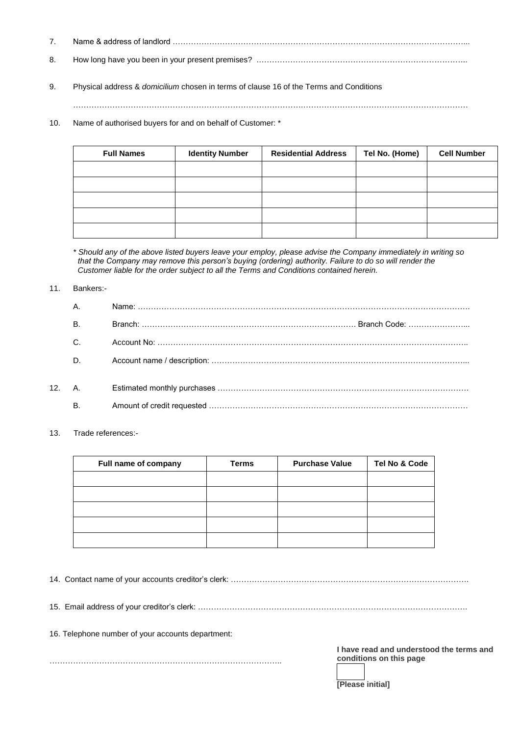7. Name & address of landlord …………………………………………………………………………………………………..

8. How long have you been in your present premises? ……………………………………………………………………..

9. Physical address & *domicilium* chosen in terms of clause 16 of the Terms and Conditions

   ………………………………………………………………………………………………………………………………………

10. Name of authorised buyers for and on behalf of Customer: *

| Full Names | Identity Number | Residential Address | Tel No. (Home) | Cell Number |
|---|---|---|---|---|
| | | | | |
| | | | | |
| | | | | |
| | | | | |
| | | | | |

*\* Should any of the above listed buyers leave your employ, please advise the Company immediately in writing so that the Company may remove this person's buying (ordering) authority. Failure to do so will render the Customer liable for the order subject to all the Terms and Conditions contained herein.*

11. Bankers:-

    A. Name: ……………………………………………………………………………………………………………….

    B. Branch: ……………………………………………………………………… Branch Code: …………………...

    C. Account No: ……………………………………………………………………………………………………..

    D. Account name / description: ……………………………………………………………………………………...

12. A. Estimated monthly purchases …………………………………………………………………………………

    B. Amount of credit requested ……………………………………………………………………………………

13. Trade references:-

| Full name of company | Terms | Purchase Value | Tel No & Code |
|---|---|---|---|
| | | | |
| | | | |
| | | | |
| | | | |
| | | | |

14. Contact name of your accounts creditor's clerk: ……………………………………………………………………………….

15. Email address of your creditor's clerk: …………………………………………………………………………………………

16. Telephone number of your accounts department:

……………………………………………………………………………..

**I have read and understood the terms and conditions on this page**

**[Please initial]**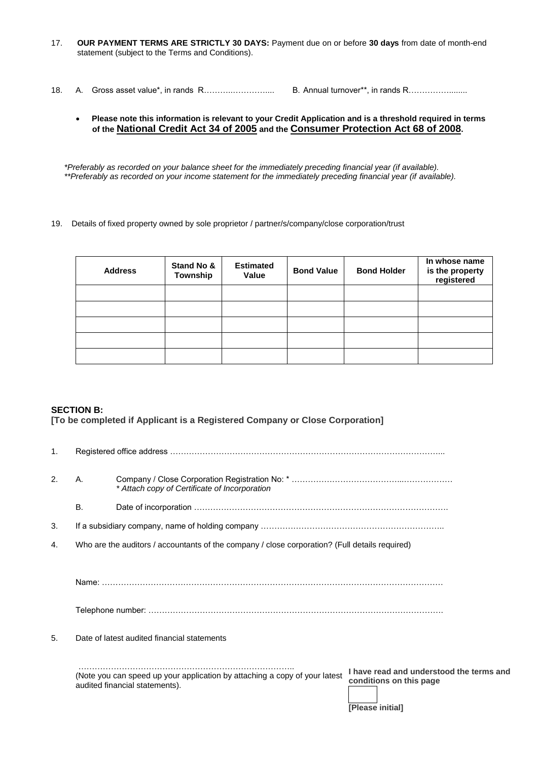17. **OUR PAYMENT TERMS ARE STRICTLY 30 DAYS:** Payment due on or before **30 days** from date of month-end statement (subject to the Terms and Conditions).

18. A. Gross asset value*, in rands R……….…………..... B. Annual turnover**, in rands R……………........

- **Please note this information is relevant to your Credit Application and is a threshold required in terms of the National Credit Act 34 of 2005 and the Consumer Protection Act 68 of 2008.**

*\*Preferably as recorded on your balance sheet for the immediately preceding financial year (if available).*
*\*\*Preferably as recorded on your income statement for the immediately preceding financial year (if available).*

19. Details of fixed property owned by sole proprietor / partner/s/company/close corporation/trust

| Address | Stand No & Township | Estimated Value | Bond Value | Bond Holder | In whose name is the property registered |
|---|---|---|---|---|---|
| | | | | | |
| | | | | | |
| | | | | | |
| | | | | | |
| | | | | | |

## SECTION B:

**[To be completed if Applicant is a Registered Company or Close Corporation]**

1. Registered office address ………………………………………………………………………………………...

2. A. Company / Close Corporation Registration No: * …………………………………..………………
   *\* Attach copy of Certificate of Incorporation*

   B. Date of incorporation ……………………………………………………………………………….

3. If a subsidiary company, name of holding company …………………………………………………………..

4. Who are the auditors / accountants of the company / close corporation? (Full details required)

   Name: …………………………………………………………………………………………………………

   Telephone number: ………………………………………………………………………………………….

5. Date of latest audited financial statements

   ……………………………………………………………………..
   (Note you can speed up your application by attaching a copy of your latest audited financial statements).

**I have read and understood the terms and conditions on this page**

**[Please initial]**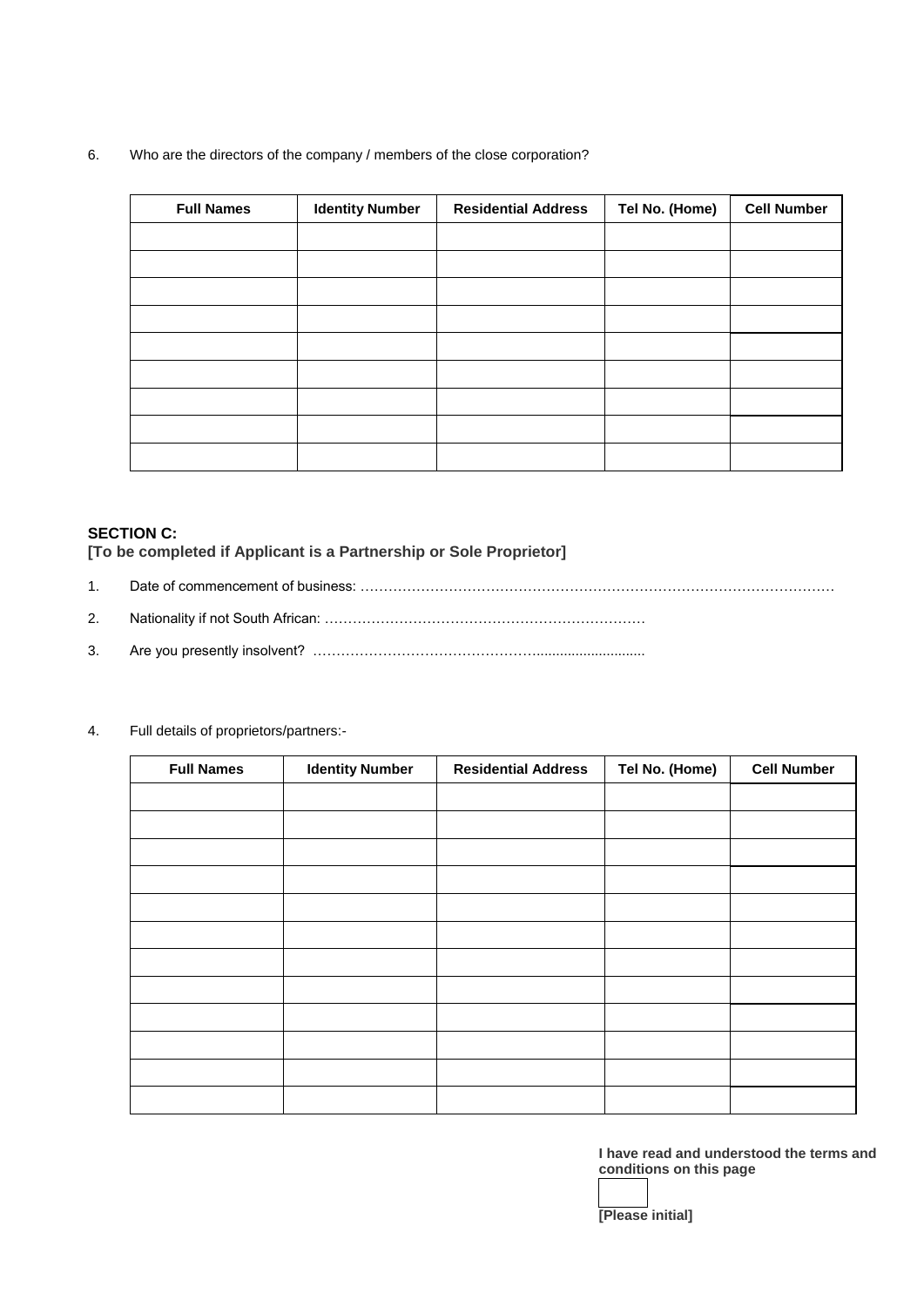6. Who are the directors of the company / members of the close corporation?

| Full Names | Identity Number | Residential Address | Tel No. (Home) | Cell Number |
|---|---|---|---|---|
| | | | | |
| | | | | |
| | | | | |
| | | | | |
| | | | | |
| | | | | |
| | | | | |
| | | | | |
| | | | | |

**SECTION C:**
**[To be completed if Applicant is a Partnership or Sole Proprietor]**

1. Date of commencement of business: ……………………………………………………………………………………

2. Nationality if not South African: ……………………………………………………………

3. Are you presently insolvent? …………………………………………..........................

4. Full details of proprietors/partners:-

| Full Names | Identity Number | Residential Address | Tel No. (Home) | Cell Number |
|---|---|---|---|---|
| | | | | |
| | | | | |
| | | | | |
| | | | | |
| | | | | |
| | | | | |
| | | | | |
| | | | | |
| | | | | |
| | | | | |
| | | | | |
| | | | | |

**I have read and understood the terms and conditions on this page**

**[Please initial]**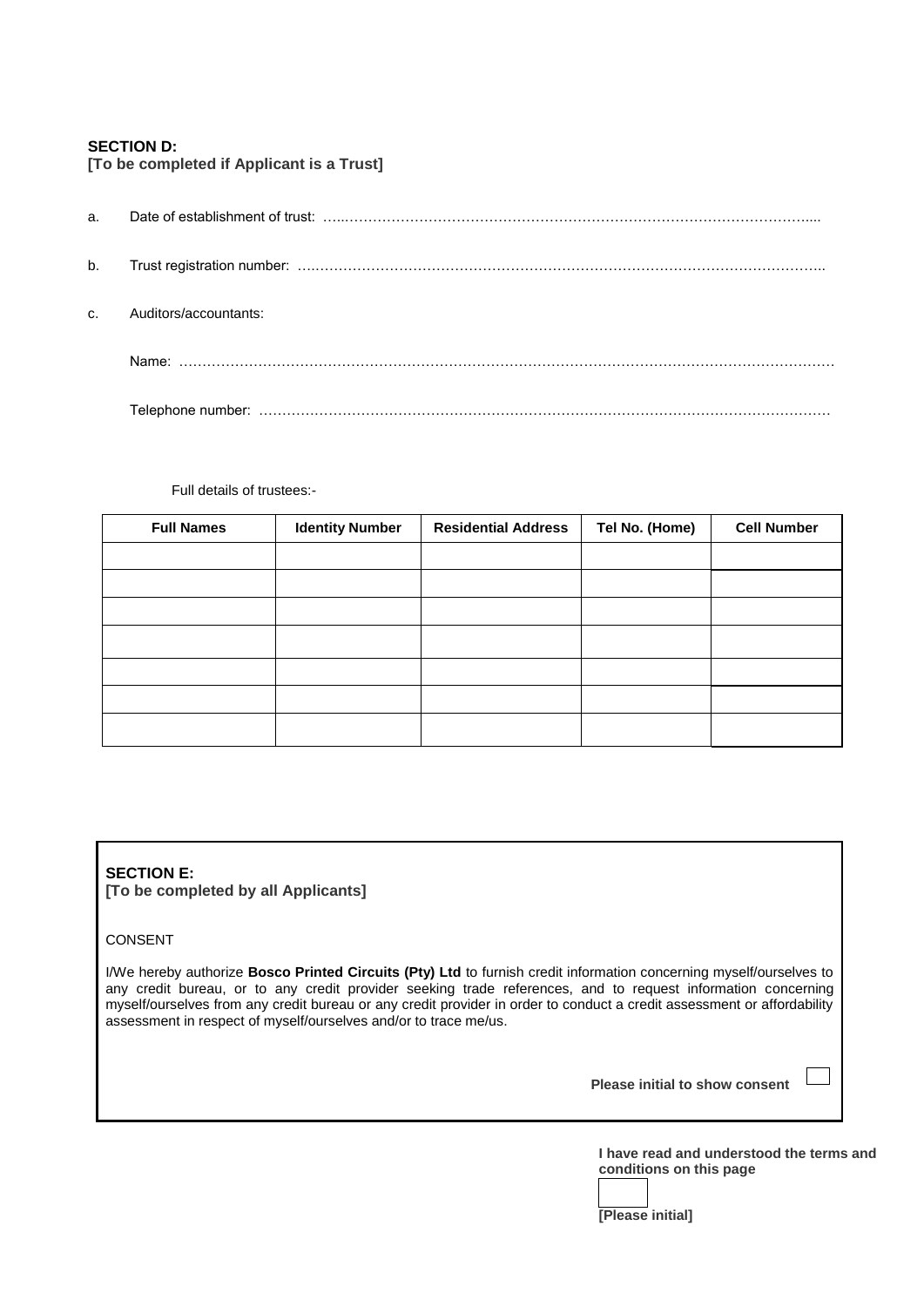**SECTION D:**
**[To be completed if Applicant is a Trust]**

a. Date of establishment of trust: ……………………………………………………………………………………………...

b. Trust registration number: …………………………………………………………………………………………………..

c. Auditors/accountants:

Name: ……………………………………………………………………………………………………………………………

Telephone number: ……………………………………………………………………………………………………………

Full details of trustees:-

| Full Names | Identity Number | Residential Address | Tel No. (Home) | Cell Number |
|---|---|---|---|---|
| | | | | |
| | | | | |
| | | | | |
| | | | | |
| | | | | |
| | | | | |
| | | | | |

**SECTION E:**
**[To be completed by all Applicants]**

CONSENT

I/We hereby authorize **Bosco Printed Circuits (Pty) Ltd** to furnish credit information concerning myself/ourselves to any credit bureau, or to any credit provider seeking trade references, and to request information concerning myself/ourselves from any credit bureau or any credit provider in order to conduct a credit assessment or affordability assessment in respect of myself/ourselves and/or to trace me/us.

**Please initial to show consent** ☐

**I have read and understood the terms and conditions on this page**

☐

**[Please initial]**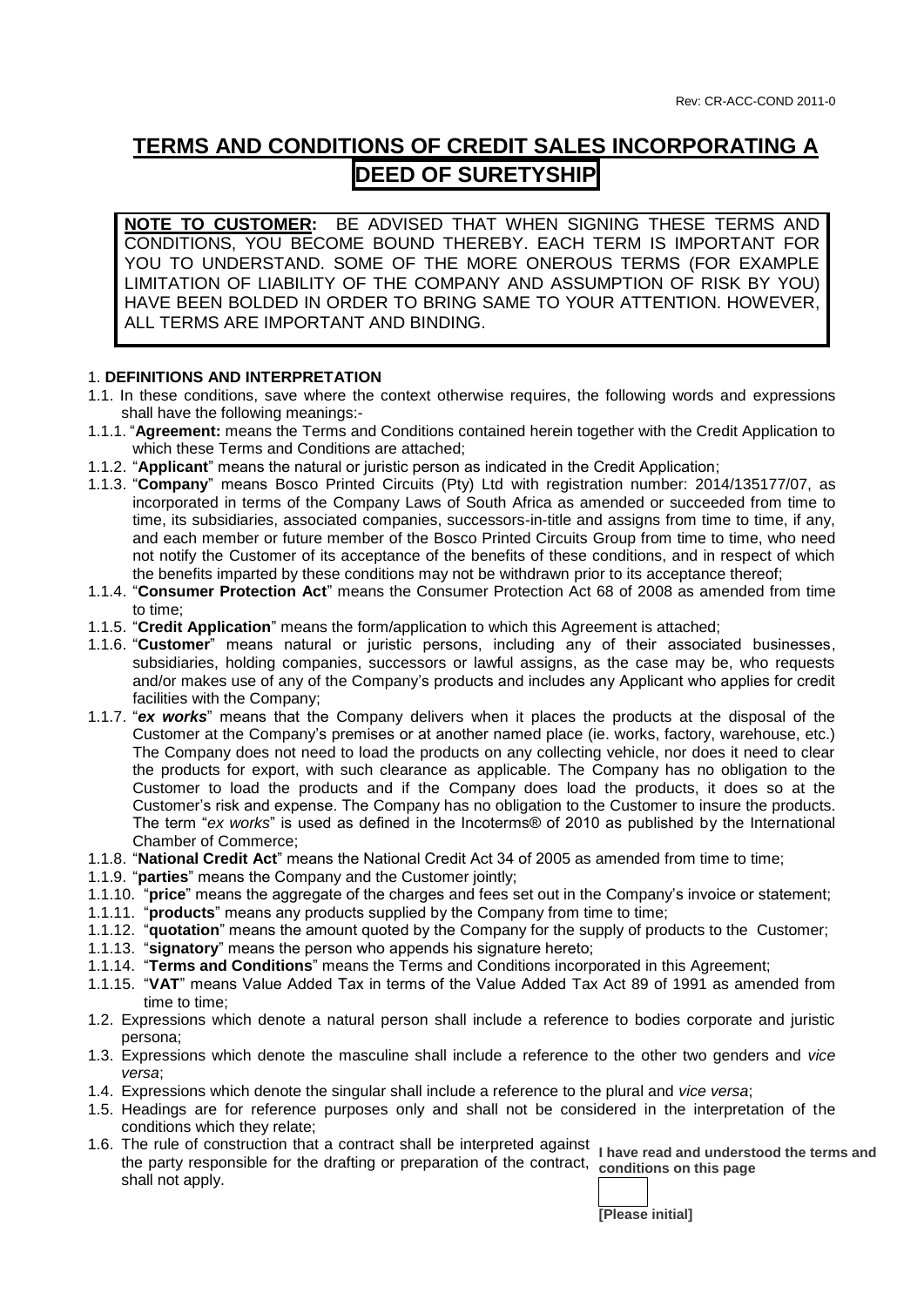Rev: CR-ACC-COND 2011-0

# TERMS AND CONDITIONS OF CREDIT SALES INCORPORATING A DEED OF SURETYSHIP

**NOTE TO CUSTOMER:** BE ADVISED THAT WHEN SIGNING THESE TERMS AND CONDITIONS, YOU BECOME BOUND THEREBY. EACH TERM IS IMPORTANT FOR YOU TO UNDERSTAND. SOME OF THE MORE ONEROUS TERMS (FOR EXAMPLE LIMITATION OF LIABILITY OF THE COMPANY AND ASSUMPTION OF RISK BY YOU) HAVE BEEN BOLDED IN ORDER TO BRING SAME TO YOUR ATTENTION. HOWEVER, ALL TERMS ARE IMPORTANT AND BINDING.

## 1. DEFINITIONS AND INTERPRETATION

1.1. In these conditions, save where the context otherwise requires, the following words and expressions shall have the following meanings:-

1.1.1. "**Agreement:** means the Terms and Conditions contained herein together with the Credit Application to which these Terms and Conditions are attached;

1.1.2. "**Applicant**" means the natural or juristic person as indicated in the Credit Application;

1.1.3. "**Company**" means Bosco Printed Circuits (Pty) Ltd with registration number: 2014/135177/07, as incorporated in terms of the Company Laws of South Africa as amended or succeeded from time to time, its subsidiaries, associated companies, successors-in-title and assigns from time to time, if any, and each member or future member of the Bosco Printed Circuits Group from time to time, who need not notify the Customer of its acceptance of the benefits of these conditions, and in respect of which the benefits imparted by these conditions may not be withdrawn prior to its acceptance thereof;

1.1.4. "**Consumer Protection Act**" means the Consumer Protection Act 68 of 2008 as amended from time to time;

1.1.5. "**Credit Application**" means the form/application to which this Agreement is attached;

1.1.6. "**Customer**" means natural or juristic persons, including any of their associated businesses, subsidiaries, holding companies, successors or lawful assigns, as the case may be, who requests and/or makes use of any of the Company's products and includes any Applicant who applies for credit facilities with the Company;

1.1.7. "***ex works***" means that the Company delivers when it places the products at the disposal of the Customer at the Company's premises or at another named place (ie. works, factory, warehouse, etc.) The Company does not need to load the products on any collecting vehicle, nor does it need to clear the products for export, with such clearance as applicable. The Company has no obligation to the Customer to load the products and if the Company does load the products, it does so at the Customer's risk and expense. The Company has no obligation to the Customer to insure the products. The term "*ex works*" is used as defined in the Incoterms® of 2010 as published by the International Chamber of Commerce;

1.1.8. "**National Credit Act**" means the National Credit Act 34 of 2005 as amended from time to time;

1.1.9. "**parties**" means the Company and the Customer jointly;

1.1.10. "**price**" means the aggregate of the charges and fees set out in the Company's invoice or statement;

1.1.11. "**products**" means any products supplied by the Company from time to time;

1.1.12. "**quotation**" means the amount quoted by the Company for the supply of products to the Customer;

1.1.13. "**signatory**" means the person who appends his signature hereto;

1.1.14. "**Terms and Conditions**" means the Terms and Conditions incorporated in this Agreement;

1.1.15. "**VAT**" means Value Added Tax in terms of the Value Added Tax Act 89 of 1991 as amended from time to time;

1.2. Expressions which denote a natural person shall include a reference to bodies corporate and juristic persona;

1.3. Expressions which denote the masculine shall include a reference to the other two genders and *vice versa*;

1.4. Expressions which denote the singular shall include a reference to the plural and *vice versa*;

1.5. Headings are for reference purposes only and shall not be considered in the interpretation of the conditions which they relate;

1.6. The rule of construction that a contract shall be interpreted against the party responsible for the drafting or preparation of the contract, shall not apply.

**I have read and understood the terms and conditions on this page**

**[Please initial]**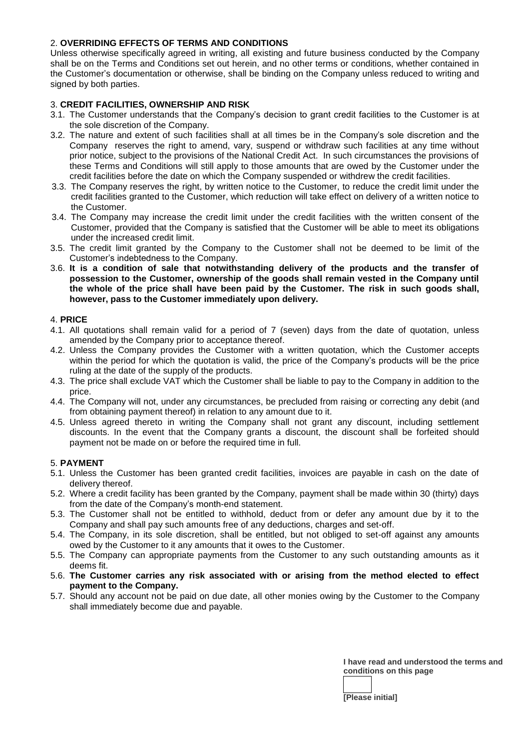## 2. **OVERRIDING EFFECTS OF TERMS AND CONDITIONS**

Unless otherwise specifically agreed in writing, all existing and future business conducted by the Company shall be on the Terms and Conditions set out herein, and no other terms or conditions, whether contained in the Customer's documentation or otherwise, shall be binding on the Company unless reduced to writing and signed by both parties.

## 3. **CREDIT FACILITIES, OWNERSHIP AND RISK**

3.1. The Customer understands that the Company's decision to grant credit facilities to the Customer is at the sole discretion of the Company.

3.2. The nature and extent of such facilities shall at all times be in the Company's sole discretion and the Company reserves the right to amend, vary, suspend or withdraw such facilities at any time without prior notice, subject to the provisions of the National Credit Act. In such circumstances the provisions of these Terms and Conditions will still apply to those amounts that are owed by the Customer under the credit facilities before the date on which the Company suspended or withdrew the credit facilities.

3.3. The Company reserves the right, by written notice to the Customer, to reduce the credit limit under the credit facilities granted to the Customer, which reduction will take effect on delivery of a written notice to the Customer.

3.4. The Company may increase the credit limit under the credit facilities with the written consent of the Customer, provided that the Company is satisfied that the Customer will be able to meet its obligations under the increased credit limit.

3.5. The credit limit granted by the Company to the Customer shall not be deemed to be limit of the Customer's indebtedness to the Company.

3.6. **It is a condition of sale that notwithstanding delivery of the products and the transfer of possession to the Customer, ownership of the goods shall remain vested in the Company until the whole of the price shall have been paid by the Customer. The risk in such goods shall, however, pass to the Customer immediately upon delivery.**

## 4. **PRICE**

4.1. All quotations shall remain valid for a period of 7 (seven) days from the date of quotation, unless amended by the Company prior to acceptance thereof.

4.2. Unless the Company provides the Customer with a written quotation, which the Customer accepts within the period for which the quotation is valid, the price of the Company's products will be the price ruling at the date of the supply of the products.

4.3. The price shall exclude VAT which the Customer shall be liable to pay to the Company in addition to the price.

4.4. The Company will not, under any circumstances, be precluded from raising or correcting any debit (and from obtaining payment thereof) in relation to any amount due to it.

4.5. Unless agreed thereto in writing the Company shall not grant any discount, including settlement discounts. In the event that the Company grants a discount, the discount shall be forfeited should payment not be made on or before the required time in full.

## 5. **PAYMENT**

5.1. Unless the Customer has been granted credit facilities, invoices are payable in cash on the date of delivery thereof.

5.2. Where a credit facility has been granted by the Company, payment shall be made within 30 (thirty) days from the date of the Company's month-end statement.

5.3. The Customer shall not be entitled to withhold, deduct from or defer any amount due by it to the Company and shall pay such amounts free of any deductions, charges and set-off.

5.4. The Company, in its sole discretion, shall be entitled, but not obliged to set-off against any amounts owed by the Customer to it any amounts that it owes to the Customer.

5.5. The Company can appropriate payments from the Customer to any such outstanding amounts as it deems fit.

5.6. **The Customer carries any risk associated with or arising from the method elected to effect payment to the Company.**

5.7. Should any account not be paid on due date, all other monies owing by the Customer to the Company shall immediately become due and payable.

**I have read and understood the terms and conditions on this page**

**[Please initial]**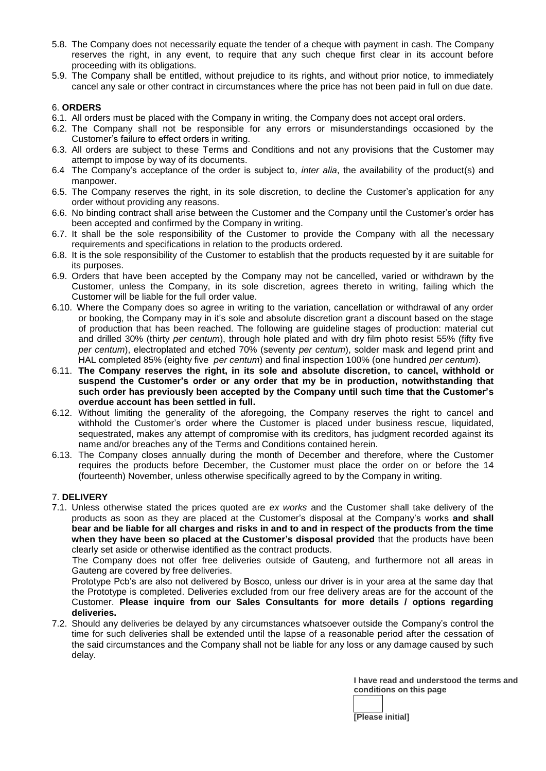5.8. The Company does not necessarily equate the tender of a cheque with payment in cash. The Company reserves the right, in any event, to require that any such cheque first clear in its account before proceeding with its obligations.

5.9. The Company shall be entitled, without prejudice to its rights, and without prior notice, to immediately cancel any sale or other contract in circumstances where the price has not been paid in full on due date.

## 6. **ORDERS**

6.1. All orders must be placed with the Company in writing, the Company does not accept oral orders.

6.2. The Company shall not be responsible for any errors or misunderstandings occasioned by the Customer's failure to effect orders in writing.

6.3. All orders are subject to these Terms and Conditions and not any provisions that the Customer may attempt to impose by way of its documents.

6.4 The Company's acceptance of the order is subject to, *inter alia*, the availability of the product(s) and manpower.

6.5. The Company reserves the right, in its sole discretion, to decline the Customer's application for any order without providing any reasons.

6.6. No binding contract shall arise between the Customer and the Company until the Customer's order has been accepted and confirmed by the Company in writing.

6.7. It shall be the sole responsibility of the Customer to provide the Company with all the necessary requirements and specifications in relation to the products ordered.

6.8. It is the sole responsibility of the Customer to establish that the products requested by it are suitable for its purposes.

6.9. Orders that have been accepted by the Company may not be cancelled, varied or withdrawn by the Customer, unless the Company, in its sole discretion, agrees thereto in writing, failing which the Customer will be liable for the full order value.

6.10. Where the Company does so agree in writing to the variation, cancellation or withdrawal of any order or booking, the Company may in it's sole and absolute discretion grant a discount based on the stage of production that has been reached. The following are guideline stages of production: material cut and drilled 30% (thirty *per centum*), through hole plated and with dry film photo resist 55% (fifty five *per centum*), electroplated and etched 70% (seventy *per centum*), solder mask and legend print and HAL completed 85% (eighty five *per centum*) and final inspection 100% (one hundred *per centum*).

6.11. **The Company reserves the right, in its sole and absolute discretion, to cancel, withhold or suspend the Customer's order or any order that my be in production, notwithstanding that such order has previously been accepted by the Company until such time that the Customer's overdue account has been settled in full.**

6.12. Without limiting the generality of the aforegoing, the Company reserves the right to cancel and withhold the Customer's order where the Customer is placed under business rescue, liquidated, sequestrated, makes any attempt of compromise with its creditors, has judgment recorded against its name and/or breaches any of the Terms and Conditions contained herein.

6.13. The Company closes annually during the month of December and therefore, where the Customer requires the products before December, the Customer must place the order on or before the 14 (fourteenth) November, unless otherwise specifically agreed to by the Company in writing.

## 7. **DELIVERY**

7.1. Unless otherwise stated the prices quoted are *ex works* and the Customer shall take delivery of the products as soon as they are placed at the Customer's disposal at the Company's works **and shall bear and be liable for all charges and risks in and to and in respect of the products from the time when they have been so placed at the Customer's disposal provided** that the products have been clearly set aside or otherwise identified as the contract products.

The Company does not offer free deliveries outside of Gauteng, and furthermore not all areas in Gauteng are covered by free deliveries.

Prototype Pcb's are also not delivered by Bosco, unless our driver is in your area at the same day that the Prototype is completed. Deliveries excluded from our free delivery areas are for the account of the Customer. **Please inquire from our Sales Consultants for more details / options regarding deliveries.**

7.2. Should any deliveries be delayed by any circumstances whatsoever outside the Company's control the time for such deliveries shall be extended until the lapse of a reasonable period after the cessation of the said circumstances and the Company shall not be liable for any loss or any damage caused by such delay.

**I have read and understood the terms and conditions on this page**

**[Please initial]**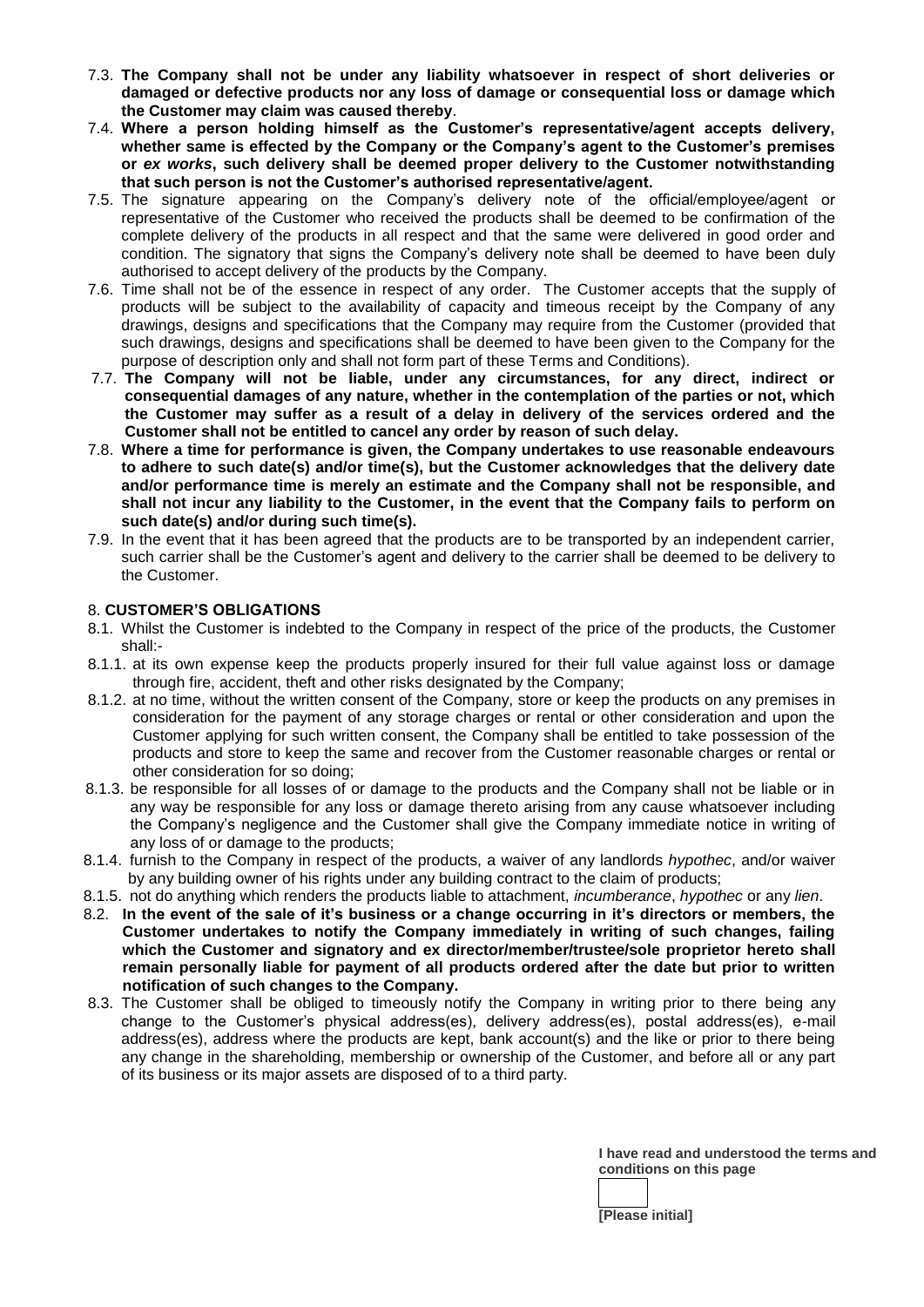7.3. **The Company shall not be under any liability whatsoever in respect of short deliveries or damaged or defective products nor any loss of damage or consequential loss or damage which the Customer may claim was caused thereby**.

7.4. **Where a person holding himself as the Customer's representative/agent accepts delivery, whether same is effected by the Company or the Company's agent to the Customer's premises or *ex works*, such delivery shall be deemed proper delivery to the Customer notwithstanding that such person is not the Customer's authorised representative/agent.**

7.5. The signature appearing on the Company's delivery note of the official/employee/agent or representative of the Customer who received the products shall be deemed to be confirmation of the complete delivery of the products in all respect and that the same were delivered in good order and condition. The signatory that signs the Company's delivery note shall be deemed to have been duly authorised to accept delivery of the products by the Company.

7.6. Time shall not be of the essence in respect of any order. The Customer accepts that the supply of products will be subject to the availability of capacity and timeous receipt by the Company of any drawings, designs and specifications that the Company may require from the Customer (provided that such drawings, designs and specifications shall be deemed to have been given to the Company for the purpose of description only and shall not form part of these Terms and Conditions).

7.7. **The Company will not be liable, under any circumstances, for any direct, indirect or consequential damages of any nature, whether in the contemplation of the parties or not, which the Customer may suffer as a result of a delay in delivery of the services ordered and the Customer shall not be entitled to cancel any order by reason of such delay.**

7.8. **Where a time for performance is given, the Company undertakes to use reasonable endeavours to adhere to such date(s) and/or time(s), but the Customer acknowledges that the delivery date and/or performance time is merely an estimate and the Company shall not be responsible, and shall not incur any liability to the Customer, in the event that the Company fails to perform on such date(s) and/or during such time(s).**

7.9. In the event that it has been agreed that the products are to be transported by an independent carrier, such carrier shall be the Customer's agent and delivery to the carrier shall be deemed to be delivery to the Customer.

## 8. CUSTOMER'S OBLIGATIONS

8.1. Whilst the Customer is indebted to the Company in respect of the price of the products, the Customer shall:-

8.1.1. at its own expense keep the products properly insured for their full value against loss or damage through fire, accident, theft and other risks designated by the Company;

8.1.2. at no time, without the written consent of the Company, store or keep the products on any premises in consideration for the payment of any storage charges or rental or other consideration and upon the Customer applying for such written consent, the Company shall be entitled to take possession of the products and store to keep the same and recover from the Customer reasonable charges or rental or other consideration for so doing;

8.1.3. be responsible for all losses of or damage to the products and the Company shall not be liable or in any way be responsible for any loss or damage thereto arising from any cause whatsoever including the Company's negligence and the Customer shall give the Company immediate notice in writing of any loss of or damage to the products;

8.1.4. furnish to the Company in respect of the products, a waiver of any landlords *hypothec*, and/or waiver by any building owner of his rights under any building contract to the claim of products;

8.1.5. not do anything which renders the products liable to attachment, *incumberance*, *hypothec* or any *lien*.

8.2. **In the event of the sale of it's business or a change occurring in it's directors or members, the Customer undertakes to notify the Company immediately in writing of such changes, failing which the Customer and signatory and ex director/member/trustee/sole proprietor hereto shall remain personally liable for payment of all products ordered after the date but prior to written notification of such changes to the Company.**

8.3. The Customer shall be obliged to timeously notify the Company in writing prior to there being any change to the Customer's physical address(es), delivery address(es), postal address(es), e-mail address(es), address where the products are kept, bank account(s) and the like or prior to there being any change in the shareholding, membership or ownership of the Customer, and before all or any part of its business or its major assets are disposed of to a third party.

**I have read and understood the terms and conditions on this page**

**[Please initial]**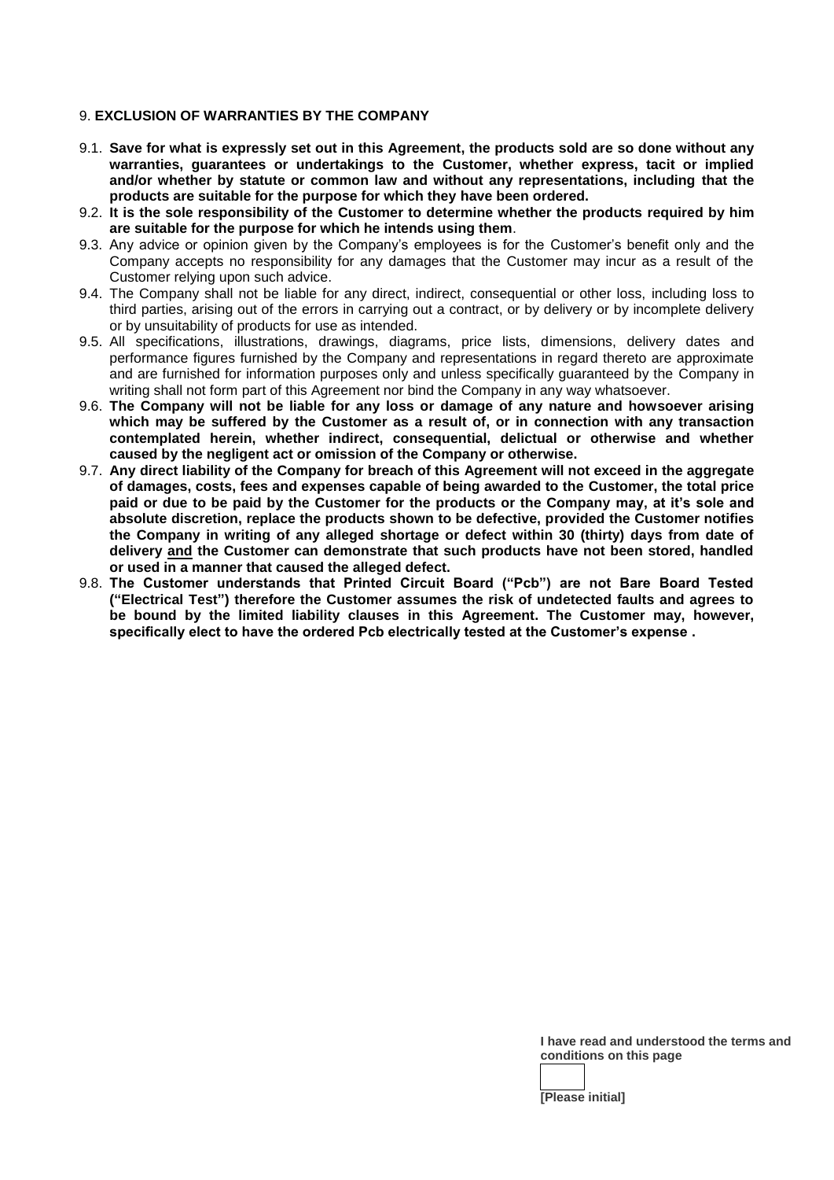## 9. **EXCLUSION OF WARRANTIES BY THE COMPANY**

9.1. **Save for what is expressly set out in this Agreement, the products sold are so done without any warranties, guarantees or undertakings to the Customer, whether express, tacit or implied and/or whether by statute or common law and without any representations, including that the products are suitable for the purpose for which they have been ordered.**

9.2. **It is the sole responsibility of the Customer to determine whether the products required by him are suitable for the purpose for which he intends using them**.

9.3. Any advice or opinion given by the Company's employees is for the Customer's benefit only and the Company accepts no responsibility for any damages that the Customer may incur as a result of the Customer relying upon such advice.

9.4. The Company shall not be liable for any direct, indirect, consequential or other loss, including loss to third parties, arising out of the errors in carrying out a contract, or by delivery or by incomplete delivery or by unsuitability of products for use as intended.

9.5. All specifications, illustrations, drawings, diagrams, price lists, dimensions, delivery dates and performance figures furnished by the Company and representations in regard thereto are approximate and are furnished for information purposes only and unless specifically guaranteed by the Company in writing shall not form part of this Agreement nor bind the Company in any way whatsoever.

9.6. **The Company will not be liable for any loss or damage of any nature and howsoever arising which may be suffered by the Customer as a result of, or in connection with any transaction contemplated herein, whether indirect, consequential, delictual or otherwise and whether caused by the negligent act or omission of the Company or otherwise.**

9.7. **Any direct liability of the Company for breach of this Agreement will not exceed in the aggregate of damages, costs, fees and expenses capable of being awarded to the Customer, the total price paid or due to be paid by the Customer for the products or the Company may, at it's sole and absolute discretion, replace the products shown to be defective, provided the Customer notifies the Company in writing of any alleged shortage or defect within 30 (thirty) days from date of delivery <u>and</u> the Customer can demonstrate that such products have not been stored, handled or used in a manner that caused the alleged defect.**

9.8. **The Customer understands that Printed Circuit Board ("Pcb") are not Bare Board Tested ("Electrical Test") therefore the Customer assumes the risk of undetected faults and agrees to be bound by the limited liability clauses in this Agreement. The Customer may, however, specifically elect to have the ordered Pcb electrically tested at the Customer's expense .**

**I have read and understood the terms and conditions on this page**

**[Please initial]**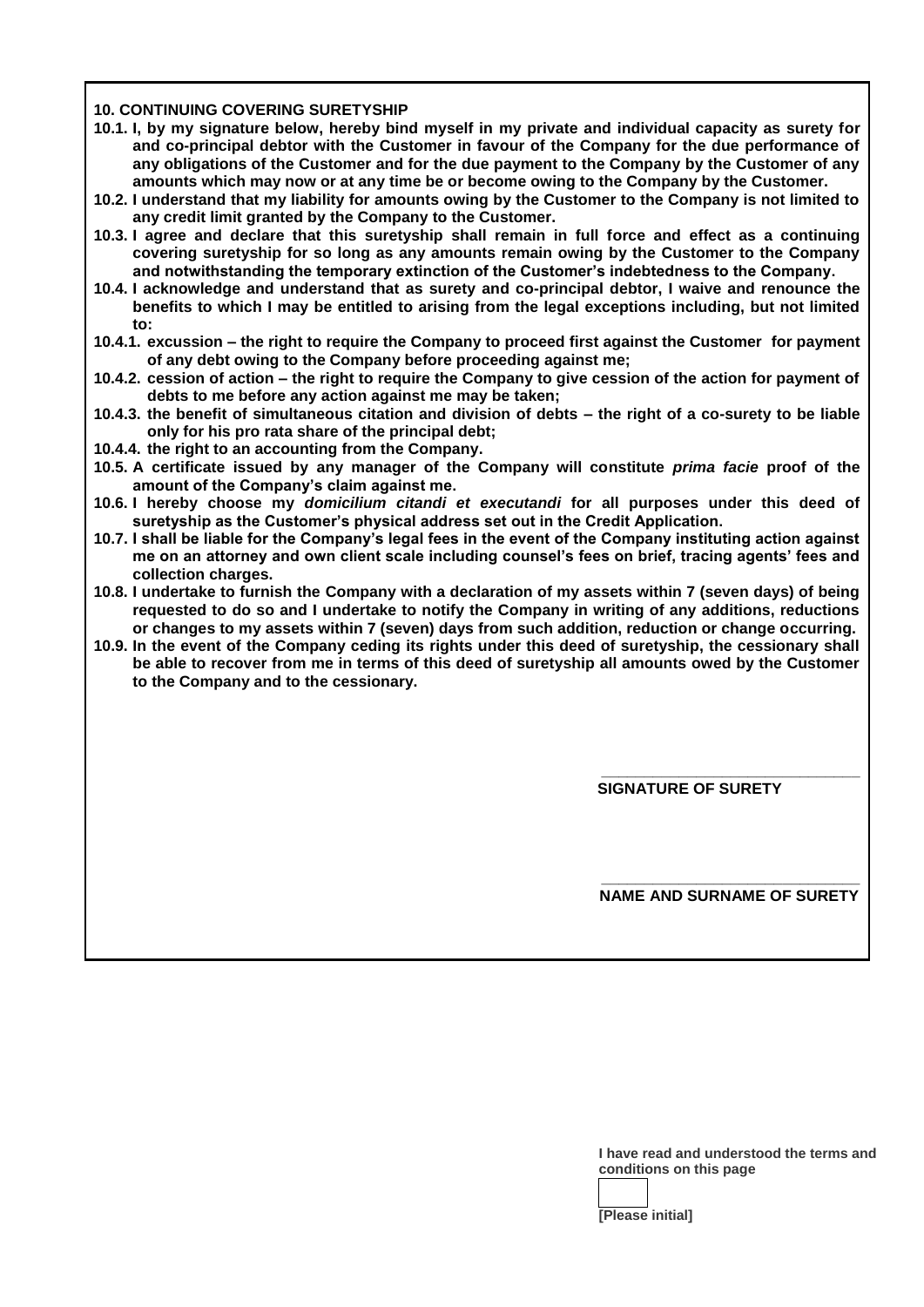**10. CONTINUING COVERING SURETYSHIP**

**10.1. I, by my signature below, hereby bind myself in my private and individual capacity as surety for and co-principal debtor with the Customer in favour of the Company for the due performance of any obligations of the Customer and for the due payment to the Company by the Customer of any amounts which may now or at any time be or become owing to the Company by the Customer.**

**10.2. I understand that my liability for amounts owing by the Customer to the Company is not limited to any credit limit granted by the Company to the Customer.**

**10.3. I agree and declare that this suretyship shall remain in full force and effect as a continuing covering suretyship for so long as any amounts remain owing by the Customer to the Company and notwithstanding the temporary extinction of the Customer's indebtedness to the Company.**

**10.4. I acknowledge and understand that as surety and co-principal debtor, I waive and renounce the benefits to which I may be entitled to arising from the legal exceptions including, but not limited to:**

**10.4.1. excussion – the right to require the Company to proceed first against the Customer for payment of any debt owing to the Company before proceeding against me;**

**10.4.2. cession of action – the right to require the Company to give cession of the action for payment of debts to me before any action against me may be taken;**

**10.4.3. the benefit of simultaneous citation and division of debts – the right of a co-surety to be liable only for his pro rata share of the principal debt;**

**10.4.4. the right to an accounting from the Company.**

**10.5. A certificate issued by any manager of the Company will constitute *prima facie* proof of the amount of the Company's claim against me.**

**10.6. I hereby choose my *domicilium citandi et executandi* for all purposes under this deed of suretyship as the Customer's physical address set out in the Credit Application.**

**10.7. I shall be liable for the Company's legal fees in the event of the Company instituting action against me on an attorney and own client scale including counsel's fees on brief, tracing agents' fees and collection charges.**

**10.8. I undertake to furnish the Company with a declaration of my assets within 7 (seven days) of being requested to do so and I undertake to notify the Company in writing of any additions, reductions or changes to my assets within 7 (seven) days from such addition, reduction or change occurring.**

**10.9. In the event of the Company ceding its rights under this deed of suretyship, the cessionary shall be able to recover from me in terms of this deed of suretyship all amounts owed by the Customer to the Company and to the cessionary.**

\_\_\_\_\_\_\_\_\_\_\_\_\_\_\_\_\_\_\_\_\_\_\_\_\_\_\_\_\_\_

**SIGNATURE OF SURETY**

\_\_\_\_\_\_\_\_\_\_\_\_\_\_\_\_\_\_\_\_\_\_\_\_\_\_\_\_\_\_

**NAME AND SURNAME OF SURETY**

**I have read and understood the terms and conditions on this page**

**[Please initial]**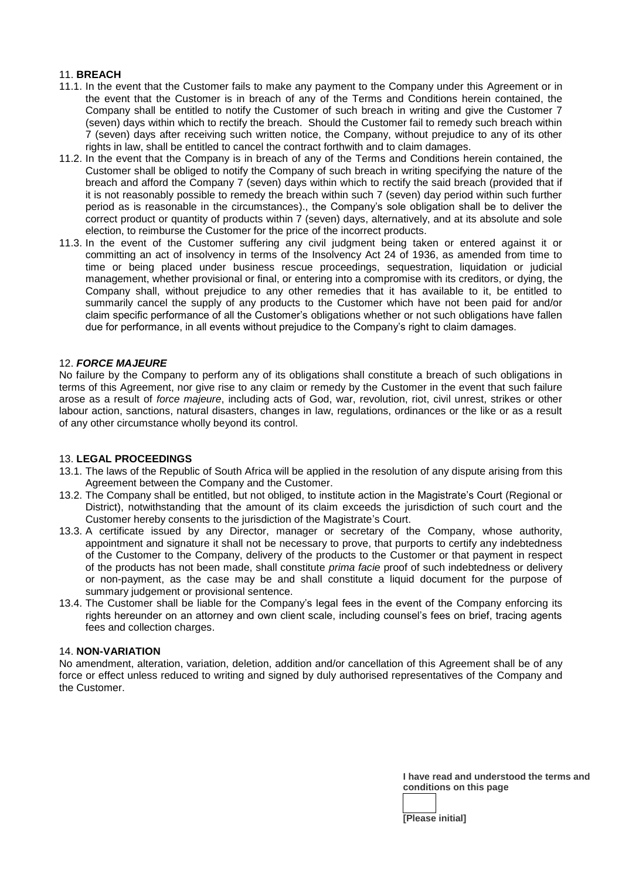## 11. **BREACH**

11.1. In the event that the Customer fails to make any payment to the Company under this Agreement or in the event that the Customer is in breach of any of the Terms and Conditions herein contained, the Company shall be entitled to notify the Customer of such breach in writing and give the Customer 7 (seven) days within which to rectify the breach. Should the Customer fail to remedy such breach within 7 (seven) days after receiving such written notice, the Company, without prejudice to any of its other rights in law, shall be entitled to cancel the contract forthwith and to claim damages.

11.2. In the event that the Company is in breach of any of the Terms and Conditions herein contained, the Customer shall be obliged to notify the Company of such breach in writing specifying the nature of the breach and afford the Company 7 (seven) days within which to rectify the said breach (provided that if it is not reasonably possible to remedy the breach within such 7 (seven) day period within such further period as is reasonable in the circumstances)., the Company's sole obligation shall be to deliver the correct product or quantity of products within 7 (seven) days, alternatively, and at its absolute and sole election, to reimburse the Customer for the price of the incorrect products.

11.3. In the event of the Customer suffering any civil judgment being taken or entered against it or committing an act of insolvency in terms of the Insolvency Act 24 of 1936, as amended from time to time or being placed under business rescue proceedings, sequestration, liquidation or judicial management, whether provisional or final, or entering into a compromise with its creditors, or dying, the Company shall, without prejudice to any other remedies that it has available to it, be entitled to summarily cancel the supply of any products to the Customer which have not been paid for and/or claim specific performance of all the Customer's obligations whether or not such obligations have fallen due for performance, in all events without prejudice to the Company's right to claim damages.

## 12. ***FORCE MAJEURE***

No failure by the Company to perform any of its obligations shall constitute a breach of such obligations in terms of this Agreement, nor give rise to any claim or remedy by the Customer in the event that such failure arose as a result of *force majeure*, including acts of God, war, revolution, riot, civil unrest, strikes or other labour action, sanctions, natural disasters, changes in law, regulations, ordinances or the like or as a result of any other circumstance wholly beyond its control.

## 13. **LEGAL PROCEEDINGS**

13.1. The laws of the Republic of South Africa will be applied in the resolution of any dispute arising from this Agreement between the Company and the Customer.

13.2. The Company shall be entitled, but not obliged, to institute action in the Magistrate's Court (Regional or District), notwithstanding that the amount of its claim exceeds the jurisdiction of such court and the Customer hereby consents to the jurisdiction of the Magistrate's Court.

13.3. A certificate issued by any Director, manager or secretary of the Company, whose authority, appointment and signature it shall not be necessary to prove, that purports to certify any indebtedness of the Customer to the Company, delivery of the products to the Customer or that payment in respect of the products has not been made, shall constitute *prima facie* proof of such indebtedness or delivery or non-payment, as the case may be and shall constitute a liquid document for the purpose of summary judgement or provisional sentence.

13.4. The Customer shall be liable for the Company's legal fees in the event of the Company enforcing its rights hereunder on an attorney and own client scale, including counsel's fees on brief, tracing agents fees and collection charges.

## 14. **NON-VARIATION**

No amendment, alteration, variation, deletion, addition and/or cancellation of this Agreement shall be of any force or effect unless reduced to writing and signed by duly authorised representatives of the Company and the Customer.

**I have read and understood the terms and conditions on this page**

**[Please initial]**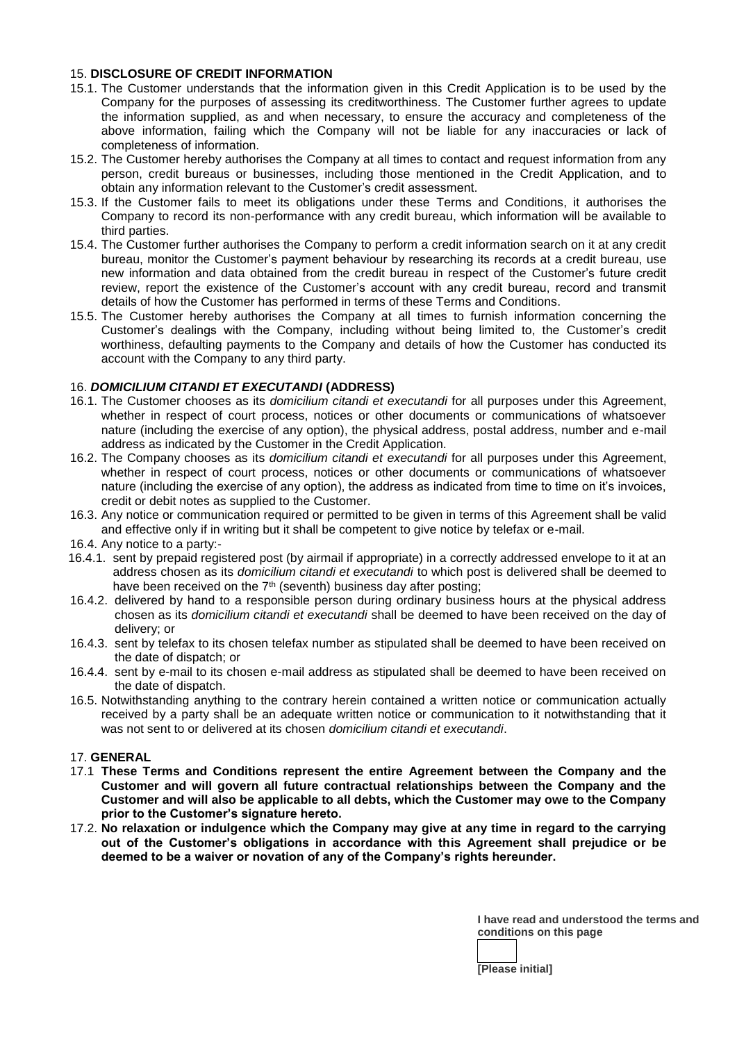## 15. **DISCLOSURE OF CREDIT INFORMATION**

15.1. The Customer understands that the information given in this Credit Application is to be used by the Company for the purposes of assessing its creditworthiness. The Customer further agrees to update the information supplied, as and when necessary, to ensure the accuracy and completeness of the above information, failing which the Company will not be liable for any inaccuracies or lack of completeness of information.

15.2. The Customer hereby authorises the Company at all times to contact and request information from any person, credit bureaus or businesses, including those mentioned in the Credit Application, and to obtain any information relevant to the Customer's credit assessment.

15.3. If the Customer fails to meet its obligations under these Terms and Conditions, it authorises the Company to record its non-performance with any credit bureau, which information will be available to third parties.

15.4. The Customer further authorises the Company to perform a credit information search on it at any credit bureau, monitor the Customer's payment behaviour by researching its records at a credit bureau, use new information and data obtained from the credit bureau in respect of the Customer's future credit review, report the existence of the Customer's account with any credit bureau, record and transmit details of how the Customer has performed in terms of these Terms and Conditions.

15.5. The Customer hereby authorises the Company at all times to furnish information concerning the Customer's dealings with the Company, including without being limited to, the Customer's credit worthiness, defaulting payments to the Company and details of how the Customer has conducted its account with the Company to any third party.

## 16. ***DOMICILIUM CITANDI ET EXECUTANDI*** **(ADDRESS)**

16.1. The Customer chooses as its *domicilium citandi et executandi* for all purposes under this Agreement, whether in respect of court process, notices or other documents or communications of whatsoever nature (including the exercise of any option), the physical address, postal address, number and e-mail address as indicated by the Customer in the Credit Application.

16.2. The Company chooses as its *domicilium citandi et executandi* for all purposes under this Agreement, whether in respect of court process, notices or other documents or communications of whatsoever nature (including the exercise of any option), the address as indicated from time to time on it's invoices, credit or debit notes as supplied to the Customer.

16.3. Any notice or communication required or permitted to be given in terms of this Agreement shall be valid and effective only if in writing but it shall be competent to give notice by telefax or e-mail.

16.4. Any notice to a party:-

16.4.1. sent by prepaid registered post (by airmail if appropriate) in a correctly addressed envelope to it at an address chosen as its *domicilium citandi et executandi* to which post is delivered shall be deemed to have been received on the 7th (seventh) business day after posting;

16.4.2. delivered by hand to a responsible person during ordinary business hours at the physical address chosen as its *domicilium citandi et executandi* shall be deemed to have been received on the day of delivery; or

16.4.3. sent by telefax to its chosen telefax number as stipulated shall be deemed to have been received on the date of dispatch; or

16.4.4. sent by e-mail to its chosen e-mail address as stipulated shall be deemed to have been received on the date of dispatch.

16.5. Notwithstanding anything to the contrary herein contained a written notice or communication actually received by a party shall be an adequate written notice or communication to it notwithstanding that it was not sent to or delivered at its chosen *domicilium citandi et executandi*.

## 17. **GENERAL**

17.1 **These Terms and Conditions represent the entire Agreement between the Company and the Customer and will govern all future contractual relationships between the Company and the Customer and will also be applicable to all debts, which the Customer may owe to the Company prior to the Customer's signature hereto.**

17.2. **No relaxation or indulgence which the Company may give at any time in regard to the carrying out of the Customer's obligations in accordance with this Agreement shall prejudice or be deemed to be a waiver or novation of any of the Company's rights hereunder.**

**I have read and understood the terms and conditions on this page**

**[Please initial]**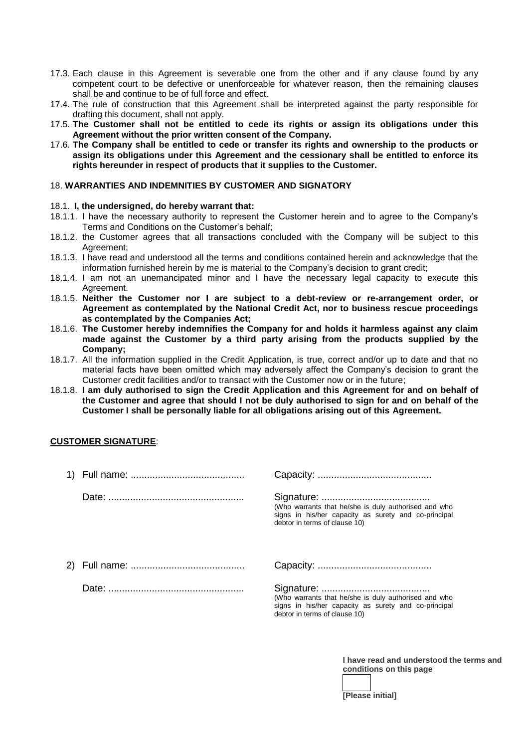17.3. Each clause in this Agreement is severable one from the other and if any clause found by any competent court to be defective or unenforceable for whatever reason, then the remaining clauses shall be and continue to be of full force and effect.

17.4. The rule of construction that this Agreement shall be interpreted against the party responsible for drafting this document, shall not apply.

17.5. **The Customer shall not be entitled to cede its rights or assign its obligations under this Agreement without the prior written consent of the Company.**

17.6. **The Company shall be entitled to cede or transfer its rights and ownership to the products or assign its obligations under this Agreement and the cessionary shall be entitled to enforce its rights hereunder in respect of products that it supplies to the Customer.**

18. **WARRANTIES AND INDEMNITIES BY CUSTOMER AND SIGNATORY**

18.1. **I, the undersigned, do hereby warrant that:**

18.1.1. I have the necessary authority to represent the Customer herein and to agree to the Company's Terms and Conditions on the Customer's behalf;

18.1.2. the Customer agrees that all transactions concluded with the Company will be subject to this Agreement;

18.1.3. I have read and understood all the terms and conditions contained herein and acknowledge that the information furnished herein by me is material to the Company's decision to grant credit;

18.1.4. I am not an unemancipated minor and I have the necessary legal capacity to execute this Agreement.

18.1.5. **Neither the Customer nor I are subject to a debt-review or re-arrangement order, or Agreement as contemplated by the National Credit Act, nor to business rescue proceedings as contemplated by the Companies Act;**

18.1.6. **The Customer hereby indemnifies the Company for and holds it harmless against any claim made against the Customer by a third party arising from the products supplied by the Company;**

18.1.7. All the information supplied in the Credit Application, is true, correct and/or up to date and that no material facts have been omitted which may adversely affect the Company's decision to grant the Customer credit facilities and/or to transact with the Customer now or in the future;

18.1.8. **I am duly authorised to sign the Credit Application and this Agreement for and on behalf of the Customer and agree that should I not be duly authorised to sign for and on behalf of the Customer I shall be personally liable for all obligations arising out of this Agreement.**

**CUSTOMER SIGNATURE**:

1) Full name: ..........................................   Capacity: ..........................................

Date: ..................................................   Signature: ........................................
(Who warrants that he/she is duly authorised and who signs in his/her capacity as surety and co-principal debtor in terms of clause 10)

2) Full name: ..........................................   Capacity: ..........................................

Date: ..................................................   Signature: ........................................
(Who warrants that he/she is duly authorised and who signs in his/her capacity as surety and co-principal debtor in terms of clause 10)

**I have read and understood the terms and conditions on this page**

**[Please initial]**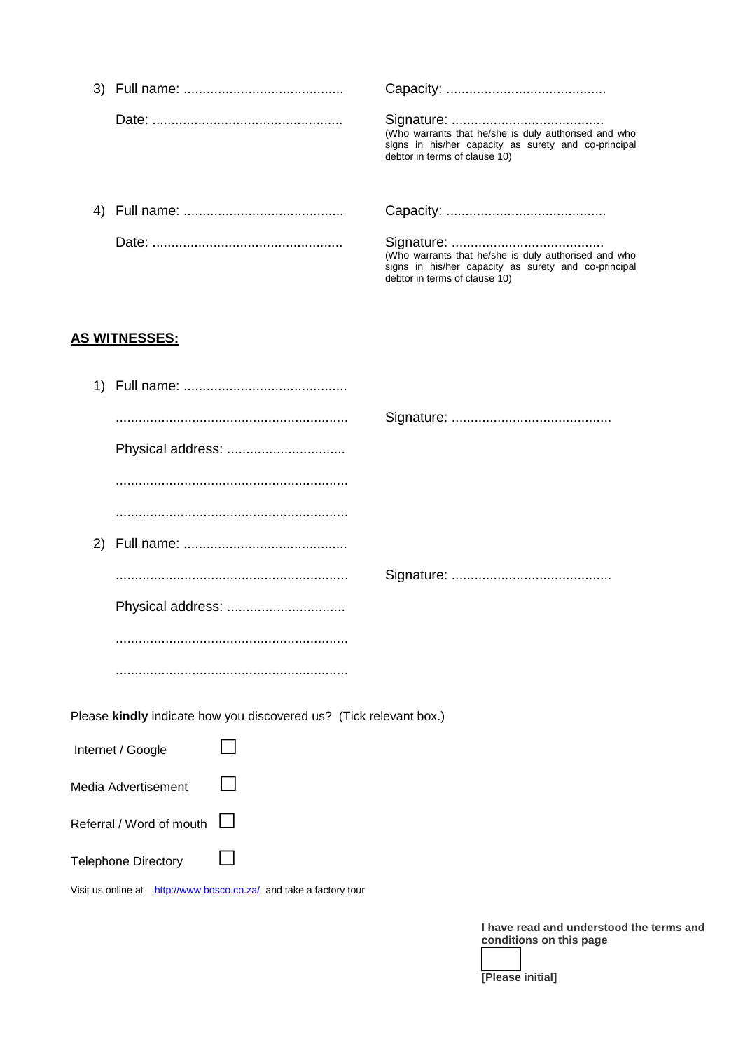3) Full name: ..........................................

Date: ..................................................

Capacity: ..........................................

Signature: ........................................
(Who warrants that he/she is duly authorised and who signs in his/her capacity as surety and co-principal debtor in terms of clause 10)

4) Full name: ..........................................

Date: ..................................................

Capacity: ..........................................

Signature: ........................................
(Who warrants that he/she is duly authorised and who signs in his/her capacity as surety and co-principal debtor in terms of clause 10)

**AS WITNESSES:**

1) Full name: ...........................................

.............................................................

Signature: ..........................................

Physical address: ...............................

.............................................................

.............................................................

2) Full name: ...........................................

.............................................................

Signature: ..........................................

Physical address: ...............................

.............................................................

.............................................................

Please **kindly** indicate how you discovered us? (Tick relevant box.)

Internet / Google ☐

Media Advertisement ☐

Referral / Word of mouth ☐

Telephone Directory ☐

Visit us online at http://www.bosco.co.za/ and take a factory tour

**I have read and understood the terms and conditions on this page**

☐

**[Please initial]**